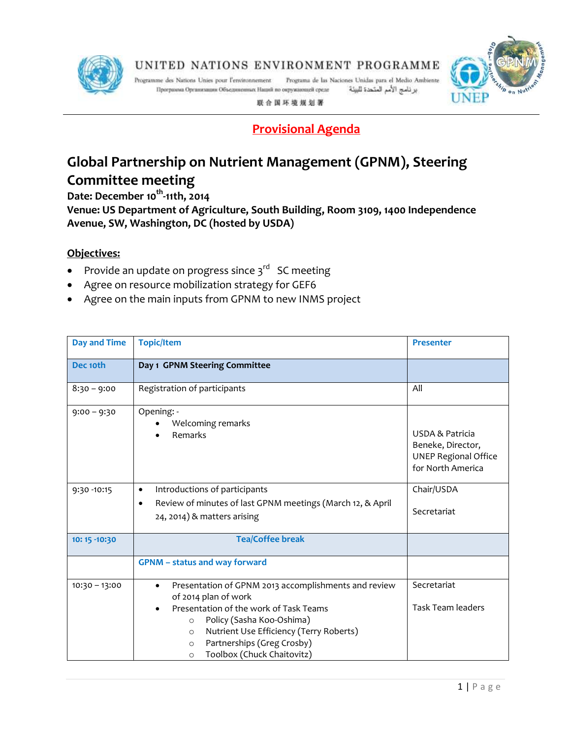UNITED NATIONS ENVIRONMENT PROGRAMME

Programme des Nations Unies pour l'environnement    Programa de las Naciones Unidas para el Medio Ambiente
Программа Организации Объединенных Наций по окружающей среде    برنامج الأمم المتحدة للبيئة
联合国环境规划署

UNEP

## Provisional Agenda

# Global Partnership on Nutrient Management (GPNM), Steering Committee meeting

**Date: December 10th-11th, 2014**

**Venue: US Department of Agriculture, South Building, Room 3109, 1400 Independence Avenue, SW, Washington, DC (hosted by USDA)**

**Objectives:**

- Provide an update on progress since 3rd SC meeting
- Agree on resource mobilization strategy for GEF6
- Agree on the main inputs from GPNM to new INMS project

| Day and Time | Topic/Item | Presenter |
|---|---|---|
| Dec 10th | **Day 1 GPNM Steering Committee** | |
| 8:30 – 9:00 | Registration of participants | All |
| 9:00 – 9:30 | Opening: -<br>• Welcoming remarks<br>• Remarks | USDA & Patricia Beneke, Director, UNEP Regional Office for North America |
| 9:30 -10:15 | • Introductions of participants<br>• Review of minutes of last GPNM meetings (March 12, & April 24, 2014) & matters arising | Chair/USDA<br>Secretariat |
| **10: 15 -10:30** | **Tea/Coffee break** | |
| | **GPNM – status and way forward** | |
| 10:30 – 13:00 | • Presentation of GPNM 2013 accomplishments and review of 2014 plan of work<br>• Presentation of the work of Task Teams<br>○ Policy (Sasha Koo-Oshima)<br>○ Nutrient Use Efficiency (Terry Roberts)<br>○ Partnerships (Greg Crosby)<br>○ Toolbox (Chuck Chaitovitz) | Secretariat<br>Task Team leaders |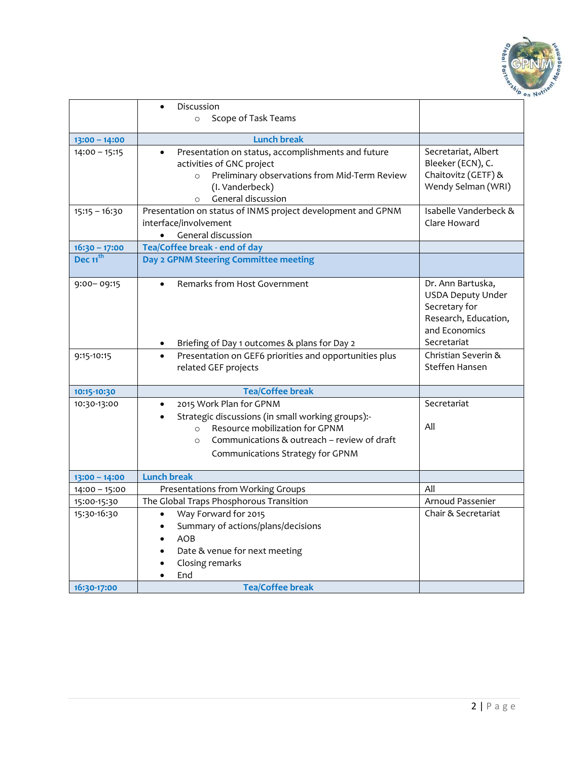| | | |
|---|---|---|
| | • Discussion<br>  ○ Scope of Task Teams | |
| **13:00 – 14:00** | **Lunch break** | |
| 14:00 – 15:15 | • Presentation on status, accomplishments and future activities of GNC project<br>  ○ Preliminary observations from Mid-Term Review (I. Vanderbeck)<br>  ○ General discussion | Secretariat, Albert Bleeker (ECN), C. Chaitovitz (GETF) & Wendy Selman (WRI) |
| 15:15 – 16:30 | Presentation on status of INMS project development and GPNM interface/involvement<br>• General discussion | Isabelle Vanderbeck & Clare Howard |
| **16:30 – 17:00** | **Tea/Coffee break - end of day** | |
| **Dec 11th** | **Day 2 GPNM Steering Committee meeting** | |
| 9:00– 09:15 | • Remarks from Host Government<br>• Briefing of Day 1 outcomes & plans for Day 2 | Dr. Ann Bartuska, USDA Deputy Under Secretary for Research, Education, and Economics<br>Secretariat |
| 9:15-10:15 | • Presentation on GEF6 priorities and opportunities plus related GEF projects | Christian Severin & Steffen Hansen |
| **10:15-10:30** | **Tea/Coffee break** | |
| 10:30-13:00 | • 2015 Work Plan for GPNM<br>• Strategic discussions (in small working groups):-<br>  ○ Resource mobilization for GPNM<br>  ○ Communications & outreach – review of draft Communications Strategy for GPNM | Secretariat<br>All |
| **13:00 – 14:00** | **Lunch break** | |
| 14:00 – 15:00 | Presentations from Working Groups | All |
| 15:00-15:30 | The Global Traps Phosphorous Transition | Arnoud Passenier |
| 15:30-16:30 | • Way Forward for 2015<br>• Summary of actions/plans/decisions<br>• AOB<br>• Date & venue for next meeting<br>• Closing remarks<br>• End | Chair & Secretariat |
| **16:30-17:00** | **Tea/Coffee break** | |